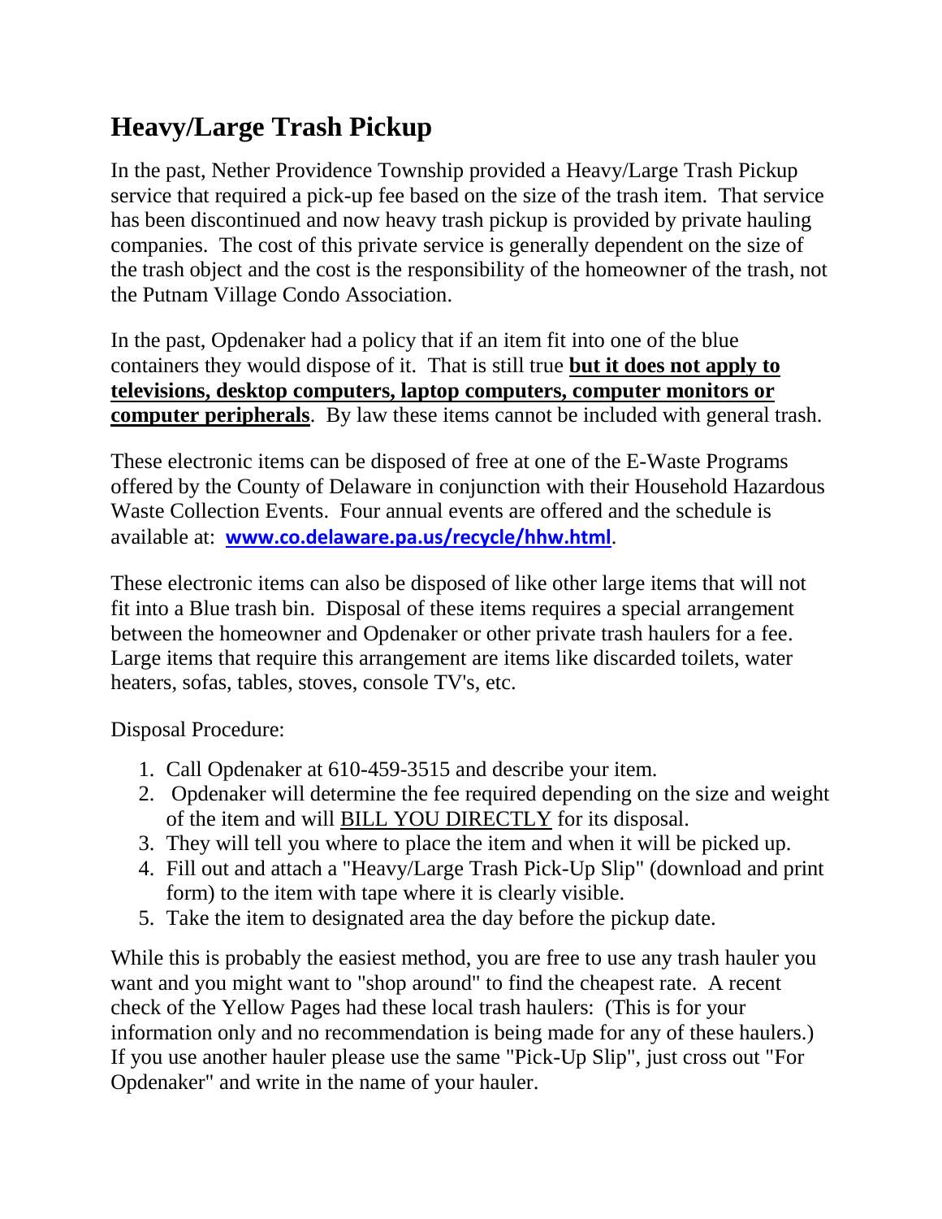# Heavy/Large Trash Pickup

In the past, Nether Providence Township provided a Heavy/Large Trash Pickup service that required a pick-up fee based on the size of the trash item. That service has been discontinued and now heavy trash pickup is provided by private hauling companies. The cost of this private service is generally dependent on the size of the trash object and the cost is the responsibility of the homeowner of the trash, not the Putnam Village Condo Association.

In the past, Opdenaker had a policy that if an item fit into one of the blue containers they would dispose of it. That is still true **but it does not apply to televisions, desktop computers, laptop computers, computer monitors or computer peripherals**. By law these items cannot be included with general trash.

These electronic items can be disposed of free at one of the E-Waste Programs offered by the County of Delaware in conjunction with their Household Hazardous Waste Collection Events. Four annual events are offered and the schedule is available at: **www.co.delaware.pa.us/recycle/hhw.html**.

These electronic items can also be disposed of like other large items that will not fit into a Blue trash bin. Disposal of these items requires a special arrangement between the homeowner and Opdenaker or other private trash haulers for a fee. Large items that require this arrangement are items like discarded toilets, water heaters, sofas, tables, stoves, console TV's, etc.

Disposal Procedure:

1. Call Opdenaker at 610-459-3515 and describe your item.
2. Opdenaker will determine the fee required depending on the size and weight of the item and will BILL YOU DIRECTLY for its disposal.
3. They will tell you where to place the item and when it will be picked up.
4. Fill out and attach a "Heavy/Large Trash Pick-Up Slip" (download and print form) to the item with tape where it is clearly visible.
5. Take the item to designated area the day before the pickup date.

While this is probably the easiest method, you are free to use any trash hauler you want and you might want to "shop around" to find the cheapest rate. A recent check of the Yellow Pages had these local trash haulers: (This is for your information only and no recommendation is being made for any of these haulers.) If you use another hauler please use the same "Pick-Up Slip", just cross out "For Opdenaker" and write in the name of your hauler.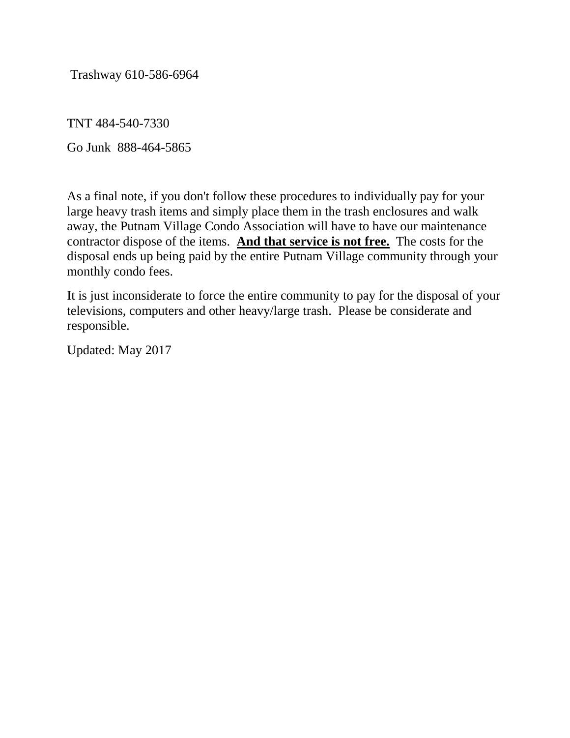Trashway 610-586-6964

TNT 484-540-7330

Go Junk  888-464-5865

As a final note, if you don't follow these procedures to individually pay for your large heavy trash items and simply place them in the trash enclosures and walk away, the Putnam Village Condo Association will have to have our maintenance contractor dispose of the items.  **<u>And that service is not free.</u>**  The costs for the disposal ends up being paid by the entire Putnam Village community through your monthly condo fees.

It is just inconsiderate to force the entire community to pay for the disposal of your televisions, computers and other heavy/large trash.  Please be considerate and responsible.

Updated: May 2017